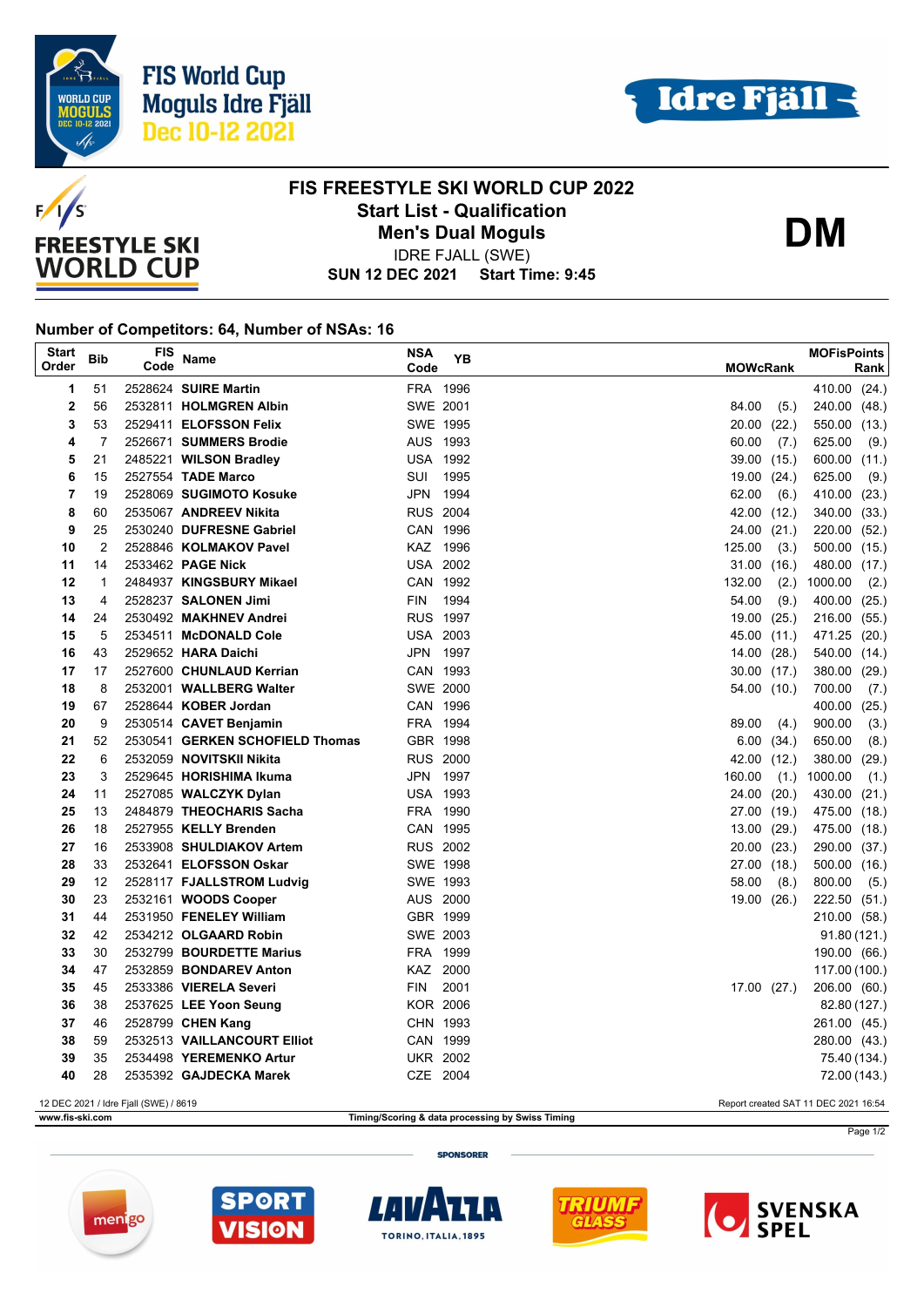FIS World Cup
Moguls Idre Fjäll
Dec 10-12 2021

Idre Fjäll

FREESTYLE SKI WORLD CUP

# FIS FREESTYLE SKI WORLD CUP 2022

## Start List - Qualification

## Men's Dual Moguls

**DM**

IDRE FJALL (SWE)

**SUN 12 DEC 2021 Start Time: 9:45**

### Number of Competitors: 64, Number of NSAs: 16

| Start Order | Bib | FIS Code | Name | NSA Code | YB | MOWcRank | | MOFisPoints Rank | |
|---|---|---|---|---|---|---|---|---|---|
| 1 | 51 | 2528624 | **SUIRE Martin** | FRA | 1996 | | | 410.00 | (24.) |
| 2 | 56 | 2532811 | **HOLMGREN Albin** | SWE | 2001 | 84.00 | (5.) | 240.00 | (48.) |
| 3 | 53 | 2529411 | **ELOFSSON Felix** | SWE | 1995 | 20.00 | (22.) | 550.00 | (13.) |
| 4 | 7 | 2526671 | **SUMMERS Brodie** | AUS | 1993 | 60.00 | (7.) | 625.00 | (9.) |
| 5 | 21 | 2485221 | **WILSON Bradley** | USA | 1992 | 39.00 | (15.) | 600.00 | (11.) |
| 6 | 15 | 2527554 | **TADE Marco** | SUI | 1995 | 19.00 | (24.) | 625.00 | (9.) |
| 7 | 19 | 2528069 | **SUGIMOTO Kosuke** | JPN | 1994 | 62.00 | (6.) | 410.00 | (23.) |
| 8 | 60 | 2535067 | **ANDREEV Nikita** | RUS | 2004 | 42.00 | (12.) | 340.00 | (33.) |
| 9 | 25 | 2530240 | **DUFRESNE Gabriel** | CAN | 1996 | 24.00 | (21.) | 220.00 | (52.) |
| 10 | 2 | 2528846 | **KOLMAKOV Pavel** | KAZ | 1996 | 125.00 | (3.) | 500.00 | (15.) |
| 11 | 14 | 2533462 | **PAGE Nick** | USA | 2002 | 31.00 | (16.) | 480.00 | (17.) |
| 12 | 1 | 2484937 | **KINGSBURY Mikael** | CAN | 1992 | 132.00 | (2.) | 1000.00 | (2.) |
| 13 | 4 | 2528237 | **SALONEN Jimi** | FIN | 1994 | 54.00 | (9.) | 400.00 | (25.) |
| 14 | 24 | 2530492 | **MAKHNEV Andrei** | RUS | 1997 | 19.00 | (25.) | 216.00 | (55.) |
| 15 | 5 | 2534511 | **McDONALD Cole** | USA | 2003 | 45.00 | (11.) | 471.25 | (20.) |
| 16 | 43 | 2529652 | **HARA Daichi** | JPN | 1997 | 14.00 | (28.) | 540.00 | (14.) |
| 17 | 17 | 2527600 | **CHUNLAUD Kerrian** | CAN | 1993 | 30.00 | (17.) | 380.00 | (29.) |
| 18 | 8 | 2532001 | **WALLBERG Walter** | SWE | 2000 | 54.00 | (10.) | 700.00 | (7.) |
| 19 | 67 | 2528644 | **KOBER Jordan** | CAN | 1996 | | | 400.00 | (25.) |
| 20 | 9 | 2530514 | **CAVET Benjamin** | FRA | 1994 | 89.00 | (4.) | 900.00 | (3.) |
| 21 | 52 | 2530541 | **GERKEN SCHOFIELD Thomas** | GBR | 1998 | 6.00 | (34.) | 650.00 | (8.) |
| 22 | 6 | 2532059 | **NOVITSKII Nikita** | RUS | 2000 | 42.00 | (12.) | 380.00 | (29.) |
| 23 | 3 | 2529645 | **HORISHIMA Ikuma** | JPN | 1997 | 160.00 | (1.) | 1000.00 | (1.) |
| 24 | 11 | 2527085 | **WALCZYK Dylan** | USA | 1993 | 24.00 | (20.) | 430.00 | (21.) |
| 25 | 13 | 2484879 | **THEOCHARIS Sacha** | FRA | 1990 | 27.00 | (19.) | 475.00 | (18.) |
| 26 | 18 | 2527955 | **KELLY Brenden** | CAN | 1995 | 13.00 | (29.) | 475.00 | (18.) |
| 27 | 16 | 2533908 | **SHULDIAKOV Artem** | RUS | 2002 | 20.00 | (23.) | 290.00 | (37.) |
| 28 | 33 | 2532641 | **ELOFSSON Oskar** | SWE | 1998 | 27.00 | (18.) | 500.00 | (16.) |
| 29 | 12 | 2528117 | **FJALLSTROM Ludvig** | SWE | 1993 | 58.00 | (8.) | 800.00 | (5.) |
| 30 | 23 | 2532161 | **WOODS Cooper** | AUS | 2000 | 19.00 | (26.) | 222.50 | (51.) |
| 31 | 44 | 2531950 | **FENELEY William** | GBR | 1999 | | | 210.00 | (58.) |
| 32 | 42 | 2534212 | **OLGAARD Robin** | SWE | 2003 | | | 91.80 | (121.) |
| 33 | 30 | 2532799 | **BOURDETTE Marius** | FRA | 1999 | | | 190.00 | (66.) |
| 34 | 47 | 2532859 | **BONDAREV Anton** | KAZ | 2000 | | | 117.00 | (100.) |
| 35 | 45 | 2533386 | **VIERELA Severi** | FIN | 2001 | 17.00 | (27.) | 206.00 | (60.) |
| 36 | 38 | 2537625 | **LEE Yoon Seung** | KOR | 2006 | | | 82.80 | (127.) |
| 37 | 46 | 2528799 | **CHEN Kang** | CHN | 1993 | | | 261.00 | (45.) |
| 38 | 59 | 2532513 | **VAILLANCOURT Elliot** | CAN | 1999 | | | 280.00 | (43.) |
| 39 | 35 | 2534498 | **YEREMENKO Artur** | UKR | 2002 | | | 75.40 | (134.) |
| 40 | 28 | 2535392 | **GAJDECKA Marek** | CZE | 2004 | | | 72.00 | (143.) |

12 DEC 2021 / Idre Fjall (SWE) / 8619 — Report created SAT 11 DEC 2021 16:54

www.fis-ski.com — Timing/Scoring & data processing by Swiss Timing

SPONSORER

menigo · SPORT VISION · LAVAZZA TORINO, ITALIA, 1895 · TRIUMF GLASS · SVENSKA SPEL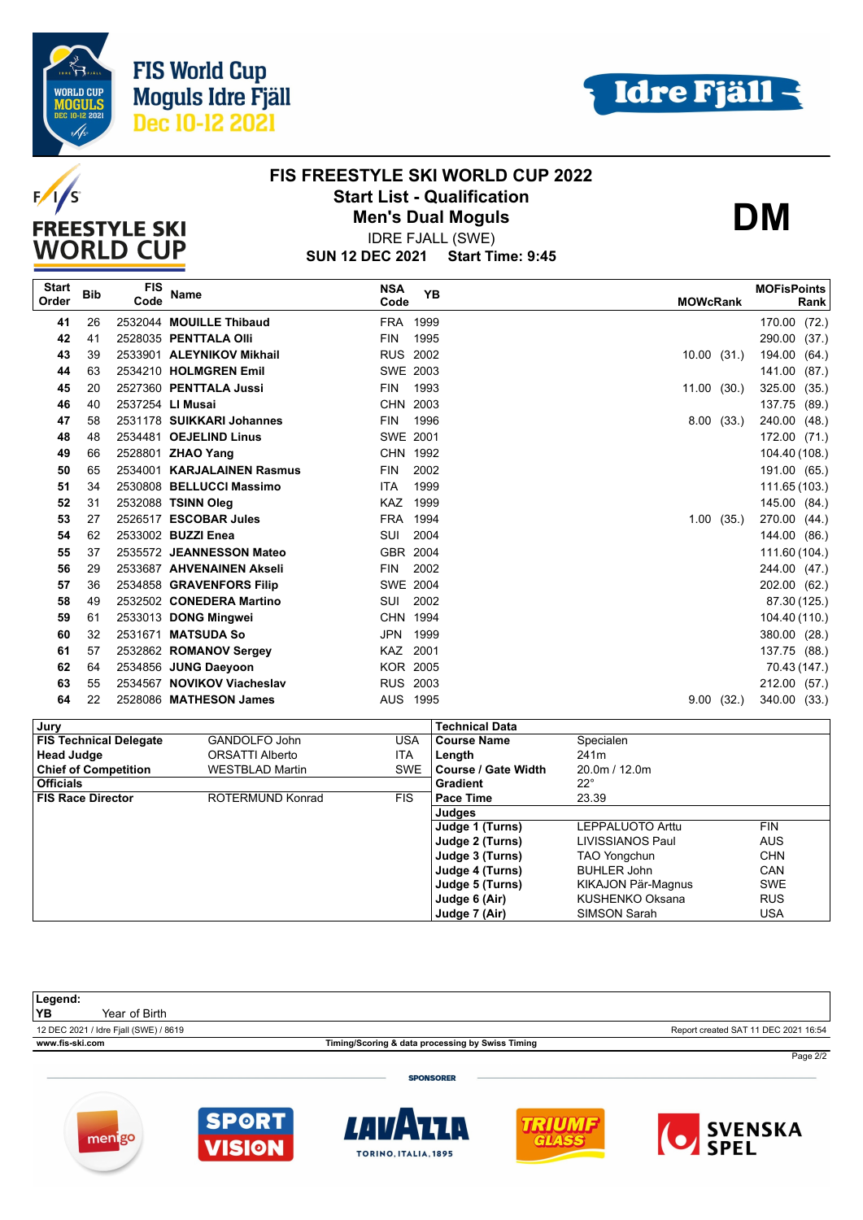FIS World Cup Moguls Idre Fjäll Dec 10-12 2021

# FIS FREESTYLE SKI WORLD CUP 2022

## Start List - Qualification

## Men's Dual Moguls

IDRE FJALL (SWE)

**SUN 12 DEC 2021 Start Time: 9:45**

**DM**

| Start Order | Bib | FIS Code | Name | NSA Code | YB | MOWcRank | MOFisPoints Rank |
|---|---|---|---|---|---|---|---|
| 41 | 26 | 2532044 | **MOUILLE Thibaud** | FRA | 1999 | | 170.00 (72.) |
| 42 | 41 | 2528035 | **PENTTALA Olli** | FIN | 1995 | | 290.00 (37.) |
| 43 | 39 | 2533901 | **ALEYNIKOV Mikhail** | RUS | 2002 | 10.00 (31.) | 194.00 (64.) |
| 44 | 63 | 2534210 | **HOLMGREN Emil** | SWE | 2003 | | 141.00 (87.) |
| 45 | 20 | 2527360 | **PENTTALA Jussi** | FIN | 1993 | 11.00 (30.) | 325.00 (35.) |
| 46 | 40 | 2537254 | **LI Musai** | CHN | 2003 | | 137.75 (89.) |
| 47 | 58 | 2531178 | **SUIKKARI Johannes** | FIN | 1996 | 8.00 (33.) | 240.00 (48.) |
| 48 | 48 | 2534481 | **OEJELIND Linus** | SWE | 2001 | | 172.00 (71.) |
| 49 | 66 | 2528801 | **ZHAO Yang** | CHN | 1992 | | 104.40 (108.) |
| 50 | 65 | 2534001 | **KARJALAINEN Rasmus** | FIN | 2002 | | 191.00 (65.) |
| 51 | 34 | 2530808 | **BELLUCCI Massimo** | ITA | 1999 | | 111.65 (103.) |
| 52 | 31 | 2532088 | **TSINN Oleg** | KAZ | 1999 | | 145.00 (84.) |
| 53 | 27 | 2526517 | **ESCOBAR Jules** | FRA | 1994 | 1.00 (35.) | 270.00 (44.) |
| 54 | 62 | 2533002 | **BUZZI Enea** | SUI | 2004 | | 144.00 (86.) |
| 55 | 37 | 2535572 | **JEANNESSON Mateo** | GBR | 2004 | | 111.60 (104.) |
| 56 | 29 | 2533687 | **AHVENAINEN Akseli** | FIN | 2002 | | 244.00 (47.) |
| 57 | 36 | 2534858 | **GRAVENFORS Filip** | SWE | 2004 | | 202.00 (62.) |
| 58 | 49 | 2532502 | **CONEDERA Martino** | SUI | 2002 | | 87.30 (125.) |
| 59 | 61 | 2533013 | **DONG Mingwei** | CHN | 1994 | | 104.40 (110.) |
| 60 | 32 | 2531671 | **MATSUDA So** | JPN | 1999 | | 380.00 (28.) |
| 61 | 57 | 2532862 | **ROMANOV Sergey** | KAZ | 2001 | | 137.75 (88.) |
| 62 | 64 | 2534856 | **JUNG Daeyoon** | KOR | 2005 | | 70.43 (147.) |
| 63 | 55 | 2534567 | **NOVIKOV Viacheslav** | RUS | 2003 | | 212.00 (57.) |
| 64 | 22 | 2528086 | **MATHESON James** | AUS | 1995 | 9.00 (32.) | 340.00 (33.) |

| Jury | | |
|---|---|---|
| **FIS Technical Delegate** | GANDOLFO John | USA |
| **Head Judge** | ORSATTI Alberto | ITA |
| **Chief of Competition** | WESTBLAD Martin | SWE |
| **Officials** | | |
| **FIS Race Director** | ROTERMUND Konrad | FIS |

| Technical Data | | |
|---|---|---|
| **Course Name** | Specialen | |
| **Length** | 241m | |
| **Course / Gate Width** | 20.0m / 12.0m | |
| **Gradient** | 22° | |
| **Pace Time** | 23.39 | |
| **Judges** | | |
| **Judge 1 (Turns)** | LEPPALUOTO Arttu | FIN |
| **Judge 2 (Turns)** | LIVISSIANOS Paul | AUS |
| **Judge 3 (Turns)** | TAO Yongchun | CHN |
| **Judge 4 (Turns)** | BUHLER John | CAN |
| **Judge 5 (Turns)** | KIKAJON Pär-Magnus | SWE |
| **Judge 6 (Air)** | KUSHENKO Oksana | RUS |
| **Judge 7 (Air)** | SIMSON Sarah | USA |

**Legend:**

**YB** Year of Birth

12 DEC 2021 / Idre Fjall (SWE) / 8619 — Report created SAT 11 DEC 2021 16:54

www.fis-ski.com — Timing/Scoring & data processing by Swiss Timing

SPONSORER